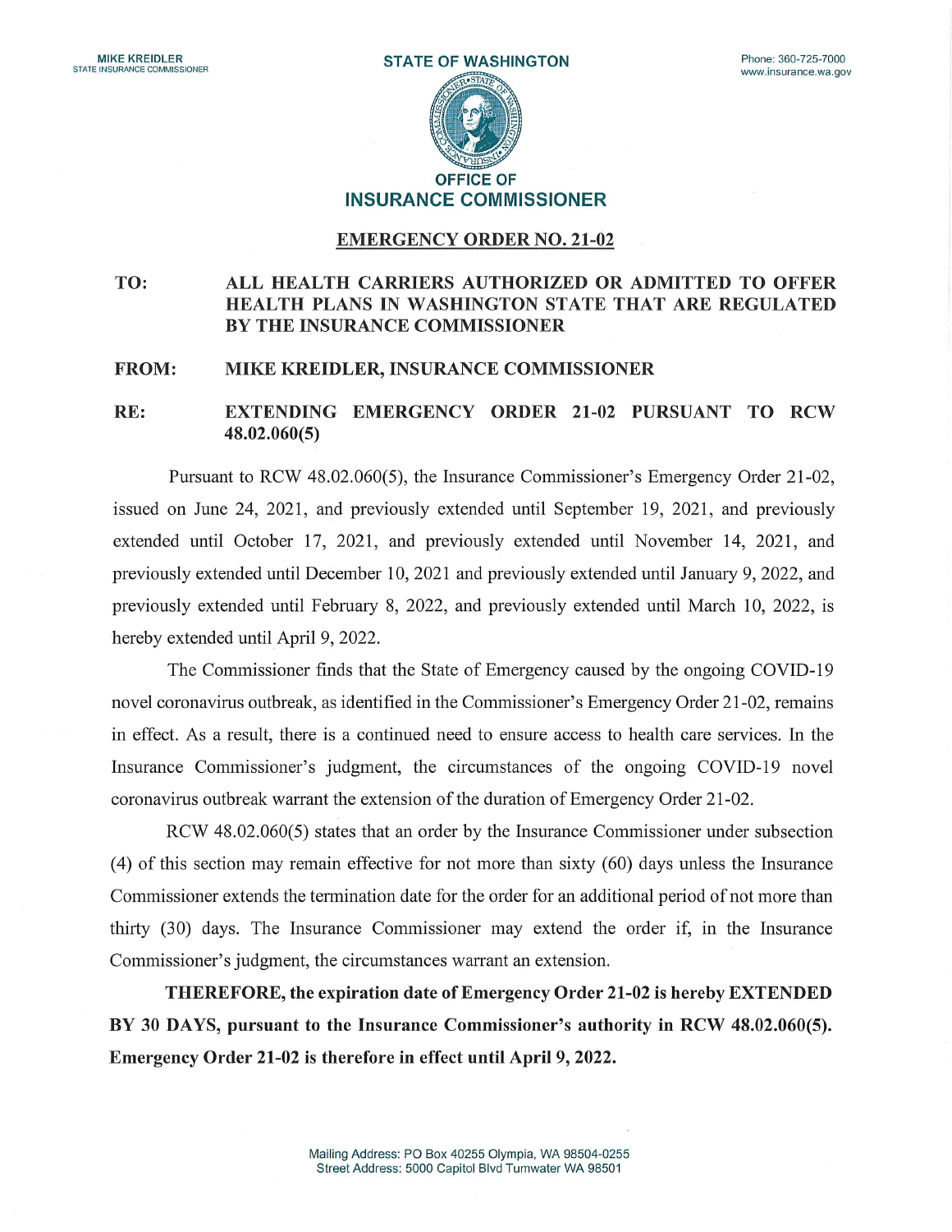MIKE KREIDLER
STATE INSURANCE COMMISSIONER

STATE OF WASHINGTON

Phone: 360-725-7000
www.insurance.wa.gov

OFFICE OF
INSURANCE COMMISSIONER

## EMERGENCY ORDER NO. 21-02

**TO:** **ALL HEALTH CARRIERS AUTHORIZED OR ADMITTED TO OFFER HEALTH PLANS IN WASHINGTON STATE THAT ARE REGULATED BY THE INSURANCE COMMISSIONER**

**FROM:** **MIKE KREIDLER, INSURANCE COMMISSIONER**

**RE:** **EXTENDING EMERGENCY ORDER 21-02 PURSUANT TO RCW 48.02.060(5)**

Pursuant to RCW 48.02.060(5), the Insurance Commissioner's Emergency Order 21-02, issued on June 24, 2021, and previously extended until September 19, 2021, and previously extended until October 17, 2021, and previously extended until November 14, 2021, and previously extended until December 10, 2021 and previously extended until January 9, 2022, and previously extended until February 8, 2022, and previously extended until March 10, 2022, is hereby extended until April 9, 2022.

The Commissioner finds that the State of Emergency caused by the ongoing COVID-19 novel coronavirus outbreak, as identified in the Commissioner's Emergency Order 21-02, remains in effect. As a result, there is a continued need to ensure access to health care services. In the Insurance Commissioner's judgment, the circumstances of the ongoing COVID-19 novel coronavirus outbreak warrant the extension of the duration of Emergency Order 21-02.

RCW 48.02.060(5) states that an order by the Insurance Commissioner under subsection (4) of this section may remain effective for not more than sixty (60) days unless the Insurance Commissioner extends the termination date for the order for an additional period of not more than thirty (30) days. The Insurance Commissioner may extend the order if, in the Insurance Commissioner's judgment, the circumstances warrant an extension.

**THEREFORE, the expiration date of Emergency Order 21-02 is hereby EXTENDED BY 30 DAYS, pursuant to the Insurance Commissioner's authority in RCW 48.02.060(5). Emergency Order 21-02 is therefore in effect until April 9, 2022.**

Mailing Address: PO Box 40255 Olympia, WA 98504-0255
Street Address: 5000 Capitol Blvd Tumwater WA 98501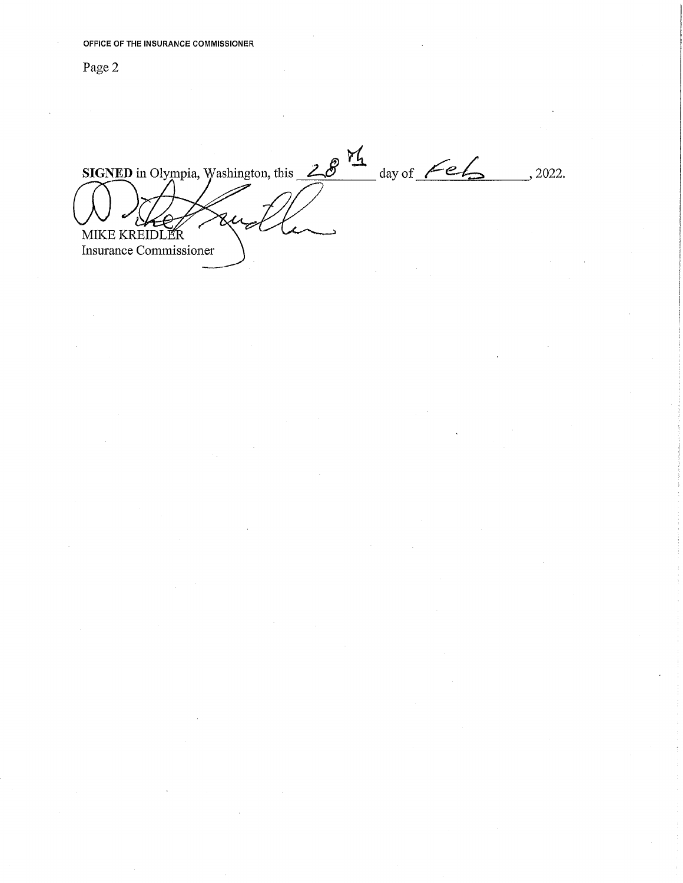**SIGNED** in Olympia, Washington, this 28th day of Feb, 2022.

MIKE KREIDLER
Insurance Commissioner